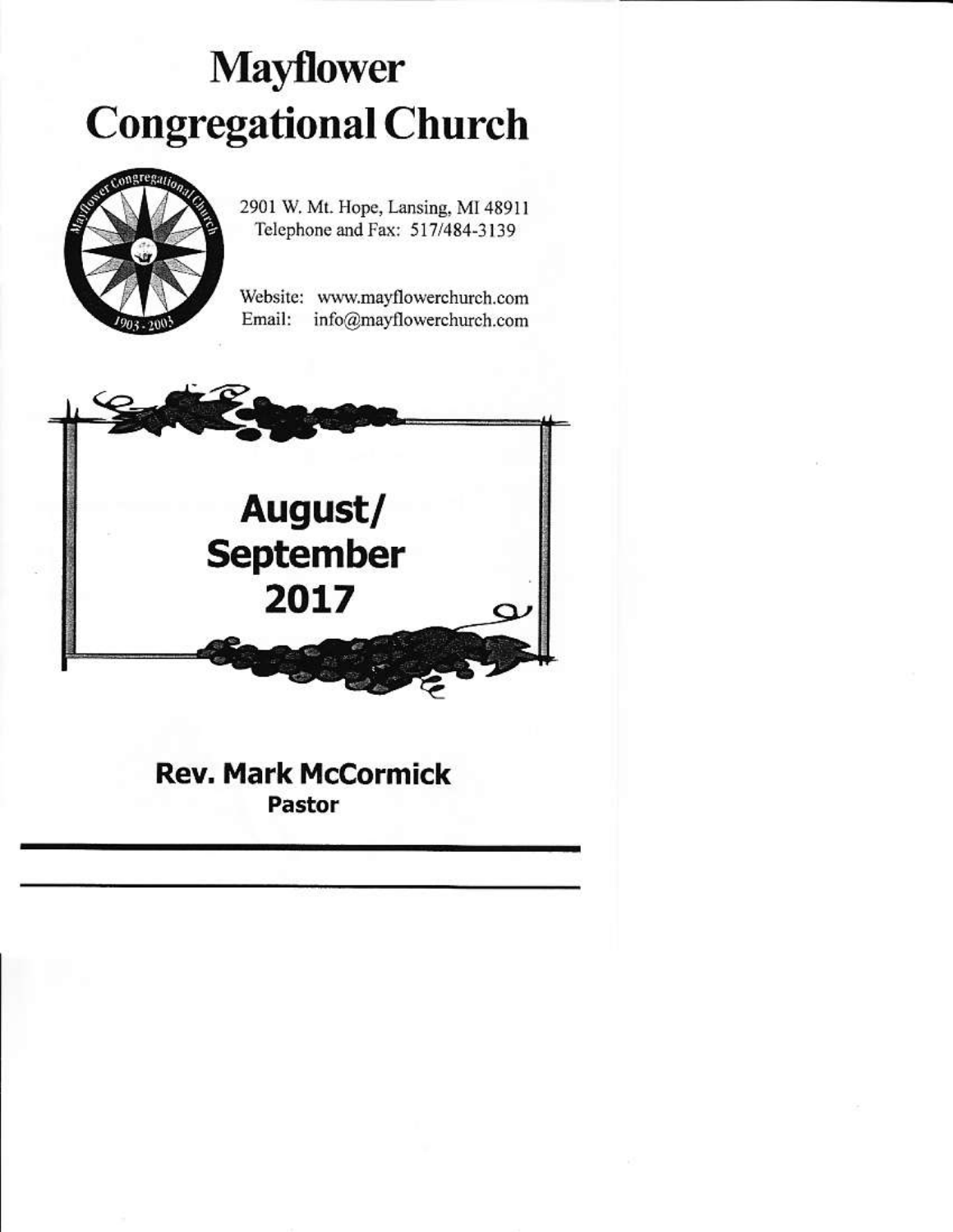# Mayflower Congregational Church

2901 W. Mt. Hope, Lansing, MI 48911
Telephone and Fax: 517/484-3139

Website: www.mayflowerchurch.com
Email: info@mayflowerchurch.com

## August/ September 2017

**Rev. Mark McCormick**
**Pastor**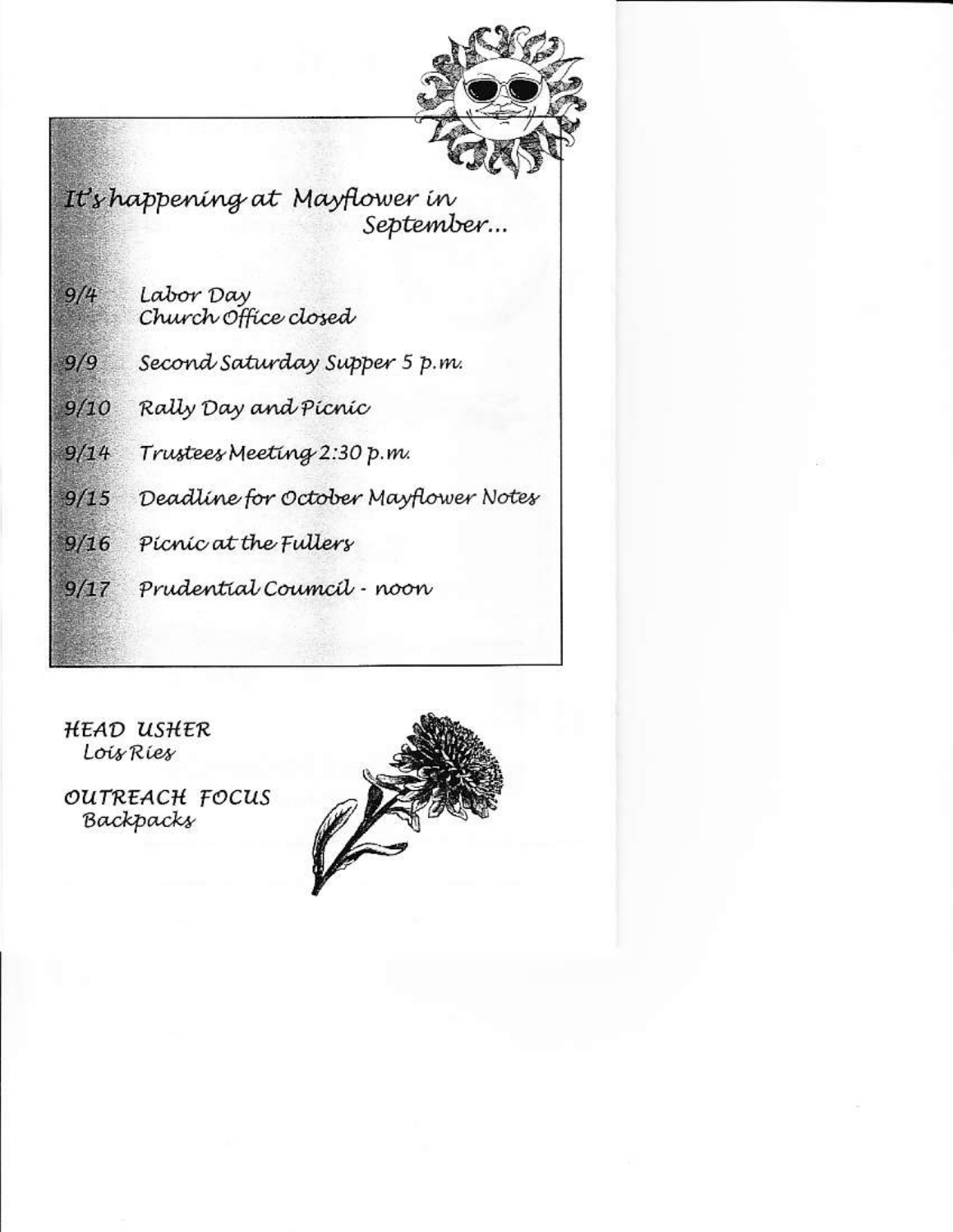## It's happening at Mayflower in September...

| | |
|---|---|
| 9/4 | Labor Day<br>Church Office closed |
| 9/9 | Second Saturday Supper 5 p.m. |
| 9/10 | Rally Day and Picnic |
| 9/14 | Trustees Meeting 2:30 p.m. |
| 9/15 | Deadline for October Mayflower Notes |
| 9/16 | Picnic at the Fullers |
| 9/17 | Prudential Coumcil - noon |

**HEAD USHER**
Lois Ries

**OUTREACH FOCUS**
Backpacks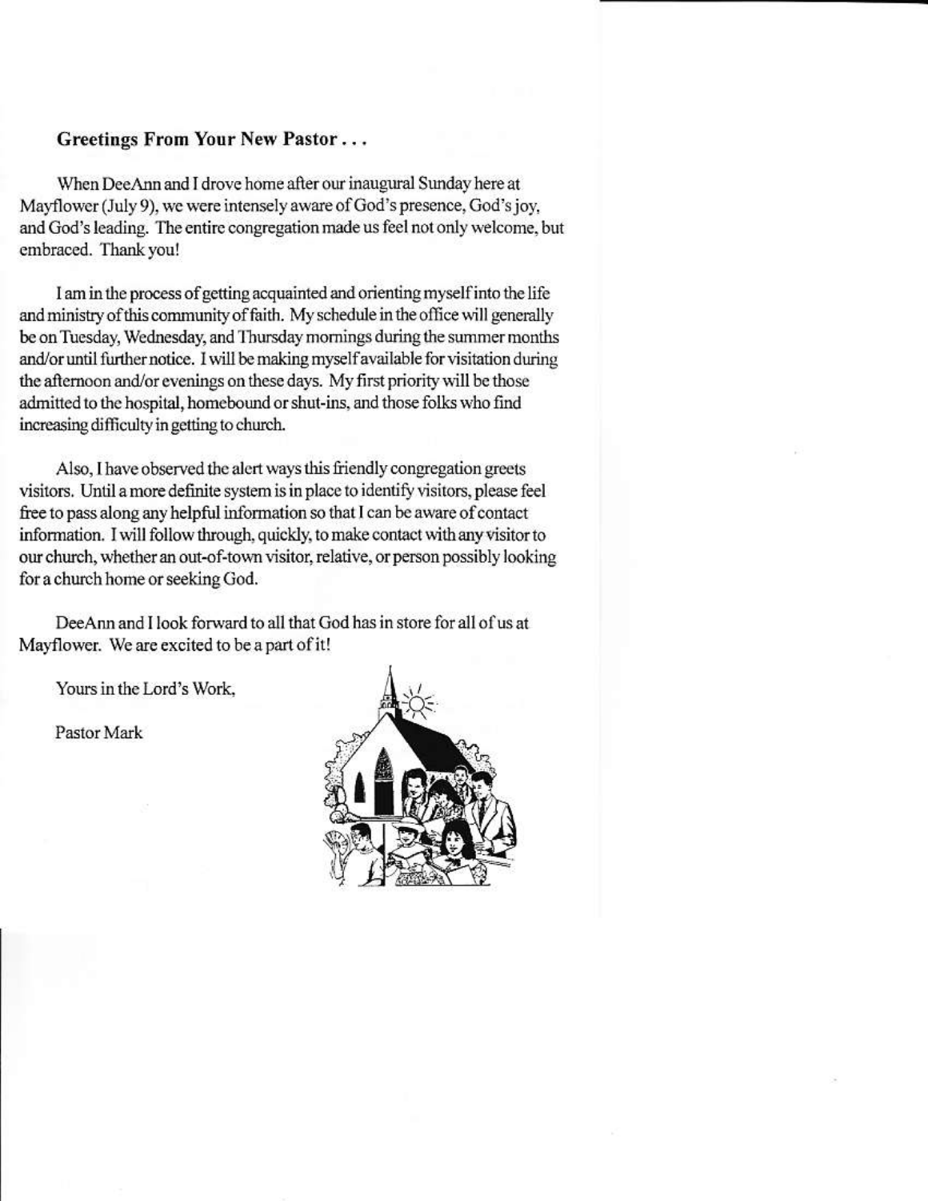### Greetings From Your New Pastor . . .

When DeeAnn and I drove home after our inaugural Sunday here at Mayflower (July 9), we were intensely aware of God's presence, God's joy, and God's leading. The entire congregation made us feel not only welcome, but embraced. Thank you!

I am in the process of getting acquainted and orienting myself into the life and ministry of this community of faith. My schedule in the office will generally be on Tuesday, Wednesday, and Thursday mornings during the summer months and/or until further notice. I will be making myself available for visitation during the afternoon and/or evenings on these days. My first priority will be those admitted to the hospital, homebound or shut-ins, and those folks who find increasing difficulty in getting to church.

Also, I have observed the alert ways this friendly congregation greets visitors. Until a more definite system is in place to identify visitors, please feel free to pass along any helpful information so that I can be aware of contact information. I will follow through, quickly, to make contact with any visitor to our church, whether an out-of-town visitor, relative, or person possibly looking for a church home or seeking God.

DeeAnn and I look forward to all that God has in store for all of us at Mayflower. We are excited to be a part of it!

Yours in the Lord's Work,

Pastor Mark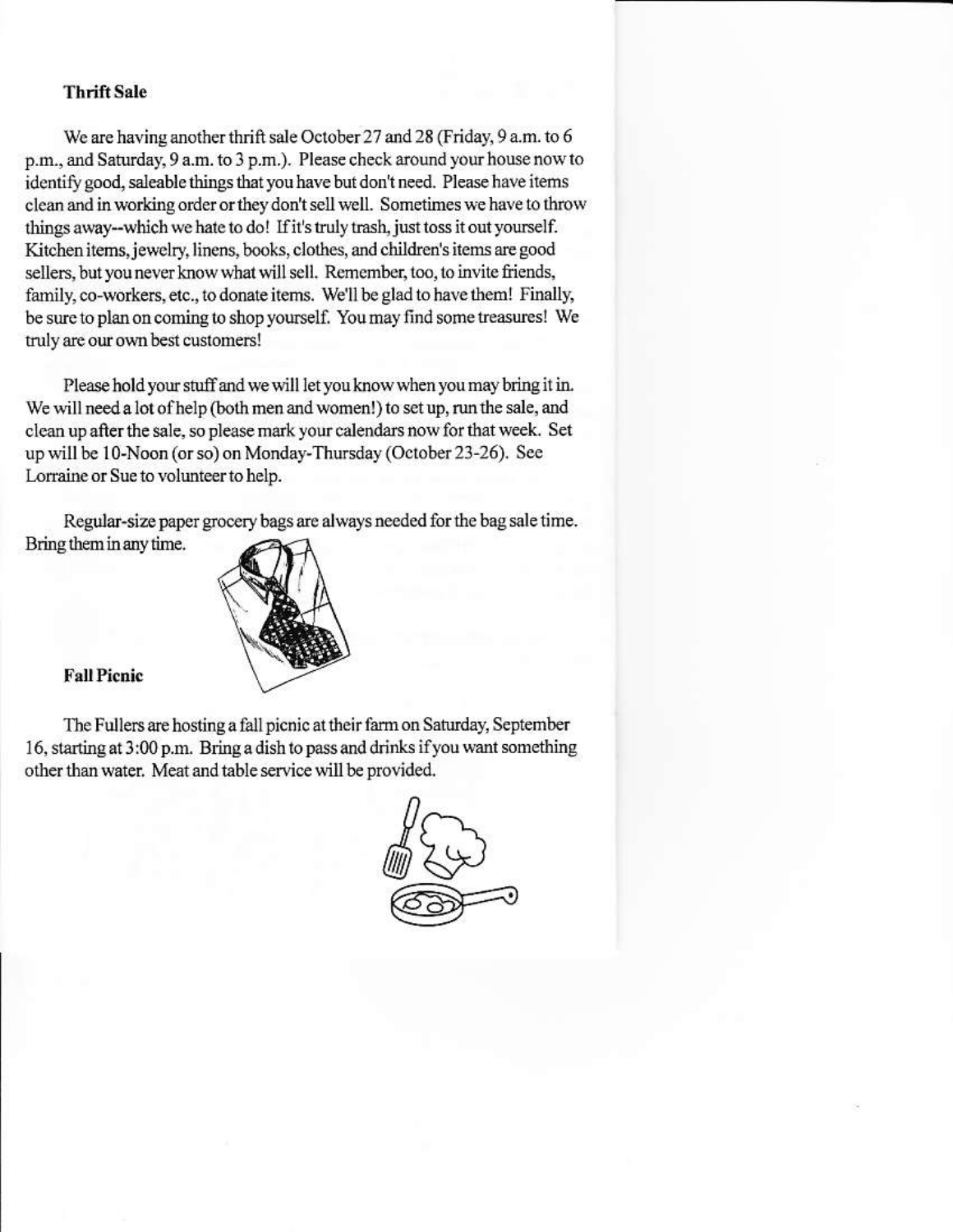### Thrift Sale

We are having another thrift sale October 27 and 28 (Friday, 9 a.m. to 6 p.m., and Saturday, 9 a.m. to 3 p.m.). Please check around your house now to identify good, saleable things that you have but don't need. Please have items clean and in working order or they don't sell well. Sometimes we have to throw things away--which we hate to do! If it's truly trash, just toss it out yourself. Kitchen items, jewelry, linens, books, clothes, and children's items are good sellers, but you never know what will sell. Remember, too, to invite friends, family, co-workers, etc., to donate items. We'll be glad to have them! Finally, be sure to plan on coming to shop yourself. You may find some treasures! We truly are our own best customers!

Please hold your stuff and we will let you know when you may bring it in. We will need a lot of help (both men and women!) to set up, run the sale, and clean up after the sale, so please mark your calendars now for that week. Set up will be 10-Noon (or so) on Monday-Thursday (October 23-26). See Lorraine or Sue to volunteer to help.

Regular-size paper grocery bags are always needed for the bag sale time. Bring them in any time.

### Fall Picnic

The Fullers are hosting a fall picnic at their farm on Saturday, September 16, starting at 3:00 p.m. Bring a dish to pass and drinks if you want something other than water. Meat and table service will be provided.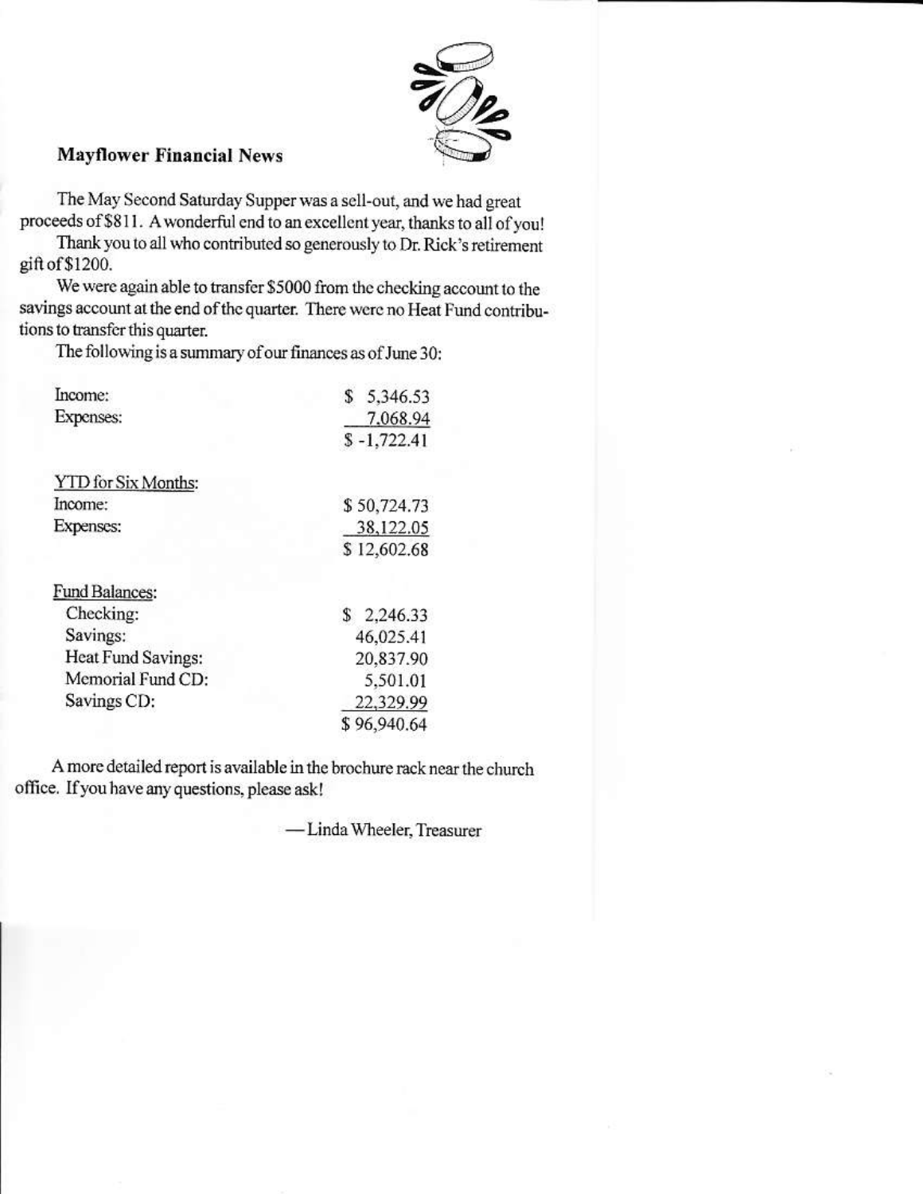## Mayflower Financial News

The May Second Saturday Supper was a sell-out, and we had great proceeds of $811. A wonderful end to an excellent year, thanks to all of you!

Thank you to all who contributed so generously to Dr. Rick's retirement gift of $1200.

We were again able to transfer $5000 from the checking account to the savings account at the end of the quarter. There were no Heat Fund contributions to transfer this quarter.

The following is a summary of our finances as of June 30:

| | |
|---|---|
| Income: | $ 5,346.53 |
| Expenses: | 7,068.94 |
| | $ -1,722.41 |
| | |
| YTD for Six Months: | |
| Income: | $ 50,724.73 |
| Expenses: | 38,122.05 |
| | $ 12,602.68 |
| | |
| Fund Balances: | |
| Checking: | $ 2,246.33 |
| Savings: | 46,025.41 |
| Heat Fund Savings: | 20,837.90 |
| Memorial Fund CD: | 5,501.01 |
| Savings CD: | 22,329.99 |
| | $ 96,940.64 |

A more detailed report is available in the brochure rack near the church office. If you have any questions, please ask!

—Linda Wheeler, Treasurer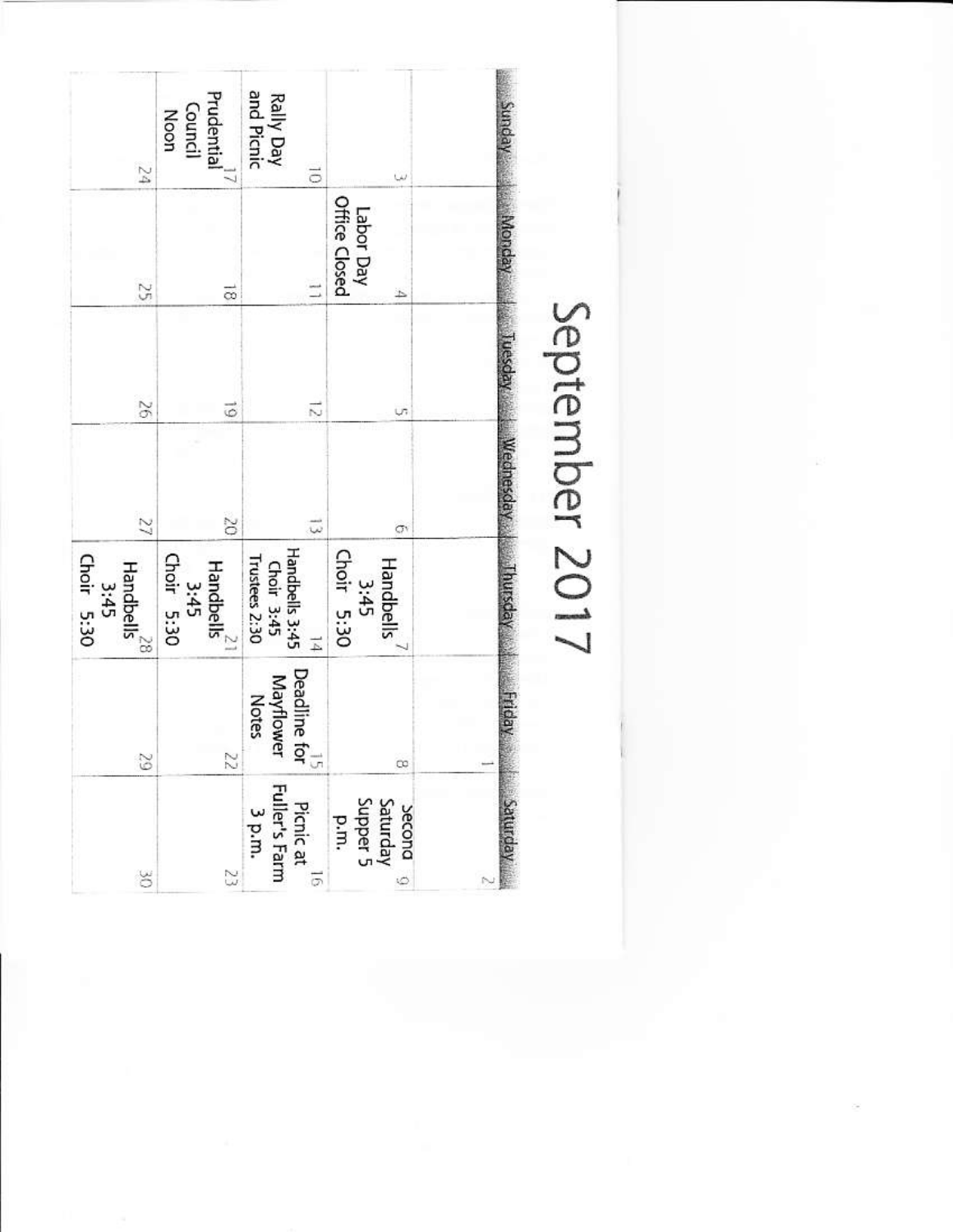# September 2017

| Sunday | Monday | Tuesday | Wednesday | Thursday | Friday | Saturday |
|---|---|---|---|---|---|---|
| | | | | | 1 | 2 |
| 3 | 4 Labor Day Office Closed | 5 | 6 | 7 Handbells 3:45 Choir 5:30 | 8 | 9 Second Saturday Supper 5 p.m. |
| 10 Rally Day and Picnic | 11 | 12 | 13 | 14 Handbells 3:45 Choir 3:45 Trustees 2:30 | 15 Deadline for Mayflower Notes | 16 Picnic at Fuller's Farm 3 p.m. |
| 17 Prudential Council Noon | 18 | 19 | 20 | 21 Handbells 3:45 Choir 5:30 | 22 | 23 |
| 24 | 25 | 26 | 27 | 28 Handbells 3:45 Choir 5:30 | 29 | 30 |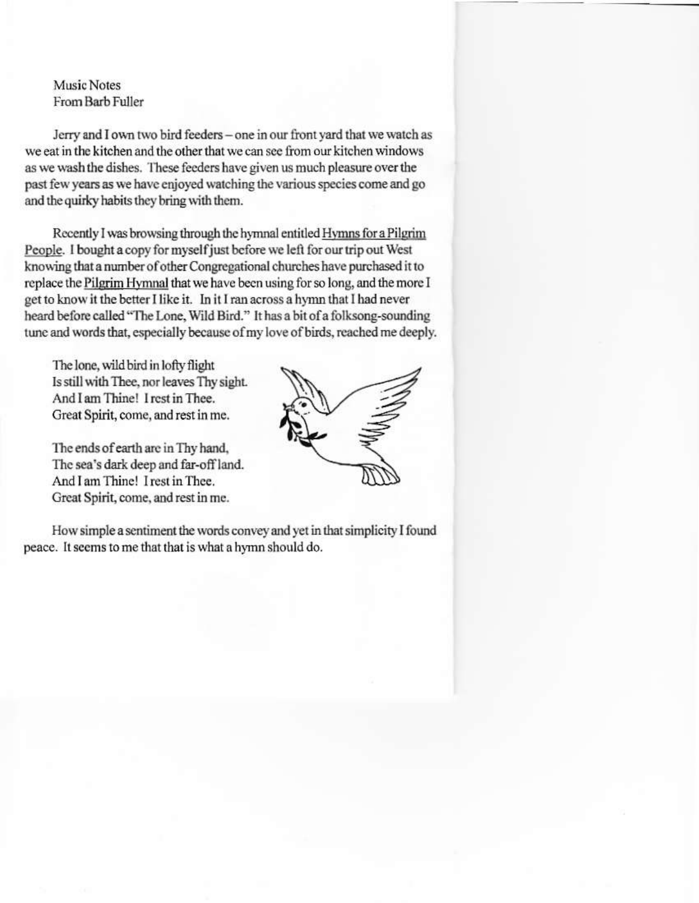Music Notes
From Barb Fuller

Jerry and I own two bird feeders – one in our front yard that we watch as we eat in the kitchen and the other that we can see from our kitchen windows as we wash the dishes. These feeders have given us much pleasure over the past few years as we have enjoyed watching the various species come and go and the quirky habits they bring with them.

Recently I was browsing through the hymnal entitled Hymns for a Pilgrim People. I bought a copy for myself just before we left for our trip out West knowing that a number of other Congregational churches have purchased it to replace the Pilgrim Hymnal that we have been using for so long, and the more I get to know it the better I like it. In it I ran across a hymn that I had never heard before called "The Lone, Wild Bird." It has a bit of a folksong-sounding tune and words that, especially because of my love of birds, reached me deeply.

The lone, wild bird in lofty flight
Is still with Thee, nor leaves Thy sight.
And I am Thine! I rest in Thee.
Great Spirit, come, and rest in me.

The ends of earth are in Thy hand,
The sea's dark deep and far-off land.
And I am Thine! I rest in Thee.
Great Spirit, come, and rest in me.

How simple a sentiment the words convey and yet in that simplicity I found peace. It seems to me that that is what a hymn should do.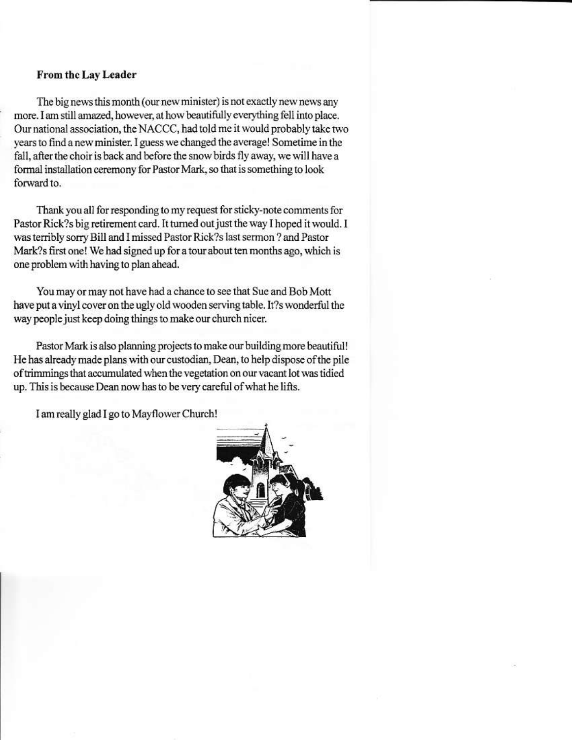**From the Lay Leader**

The big news this month (our new minister) is not exactly new news any more. I am still amazed, however, at how beautifully everything fell into place. Our national association, the NACCC, had told me it would probably take two years to find a new minister. I guess we changed the average! Sometime in the fall, after the choir is back and before the snow birds fly away, we will have a formal installation ceremony for Pastor Mark, so that is something to look forward to.

Thank you all for responding to my request for sticky-note comments for Pastor Rick?s big retirement card. It turned out just the way I hoped it would. I was terribly sorry Bill and I missed Pastor Rick?s last sermon ? and Pastor Mark?s first one! We had signed up for a tour about ten months ago, which is one problem with having to plan ahead.

You may or may not have had a chance to see that Sue and Bob Mott have put a vinyl cover on the ugly old wooden serving table. It?s wonderful the way people just keep doing things to make our church nicer.

Pastor Mark is also planning projects to make our building more beautiful! He has already made plans with our custodian, Dean, to help dispose of the pile of trimmings that accumulated when the vegetation on our vacant lot was tidied up. This is because Dean now has to be very careful of what he lifts.

I am really glad I go to Mayflower Church!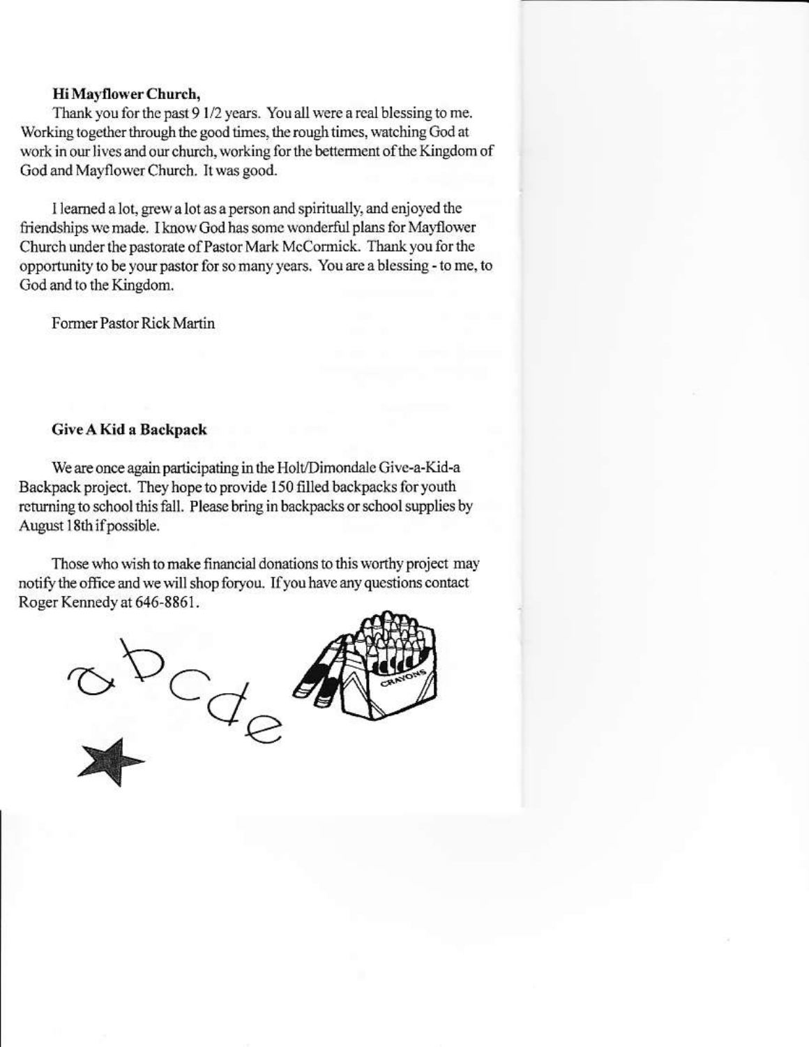**Hi Mayflower Church,**

Thank you for the past 9 1/2 years. You all were a real blessing to me. Working together through the good times, the rough times, watching God at work in our lives and our church, working for the betterment of the Kingdom of God and Mayflower Church. It was good.

I learned a lot, grew a lot as a person and spiritually, and enjoyed the friendships we made. I know God has some wonderful plans for Mayflower Church under the pastorate of Pastor Mark McCormick. Thank you for the opportunity to be your pastor for so many years. You are a blessing - to me, to God and to the Kingdom.

Former Pastor Rick Martin

**Give A Kid a Backpack**

We are once again participating in the Holt/Dimondale Give-a-Kid-a Backpack project. They hope to provide 150 filled backpacks for youth returning to school this fall. Please bring in backpacks or school supplies by August 18th if possible.

Those who wish to make financial donations to this worthy project may notify the office and we will shop foryou. If you have any questions contact Roger Kennedy at 646-8861.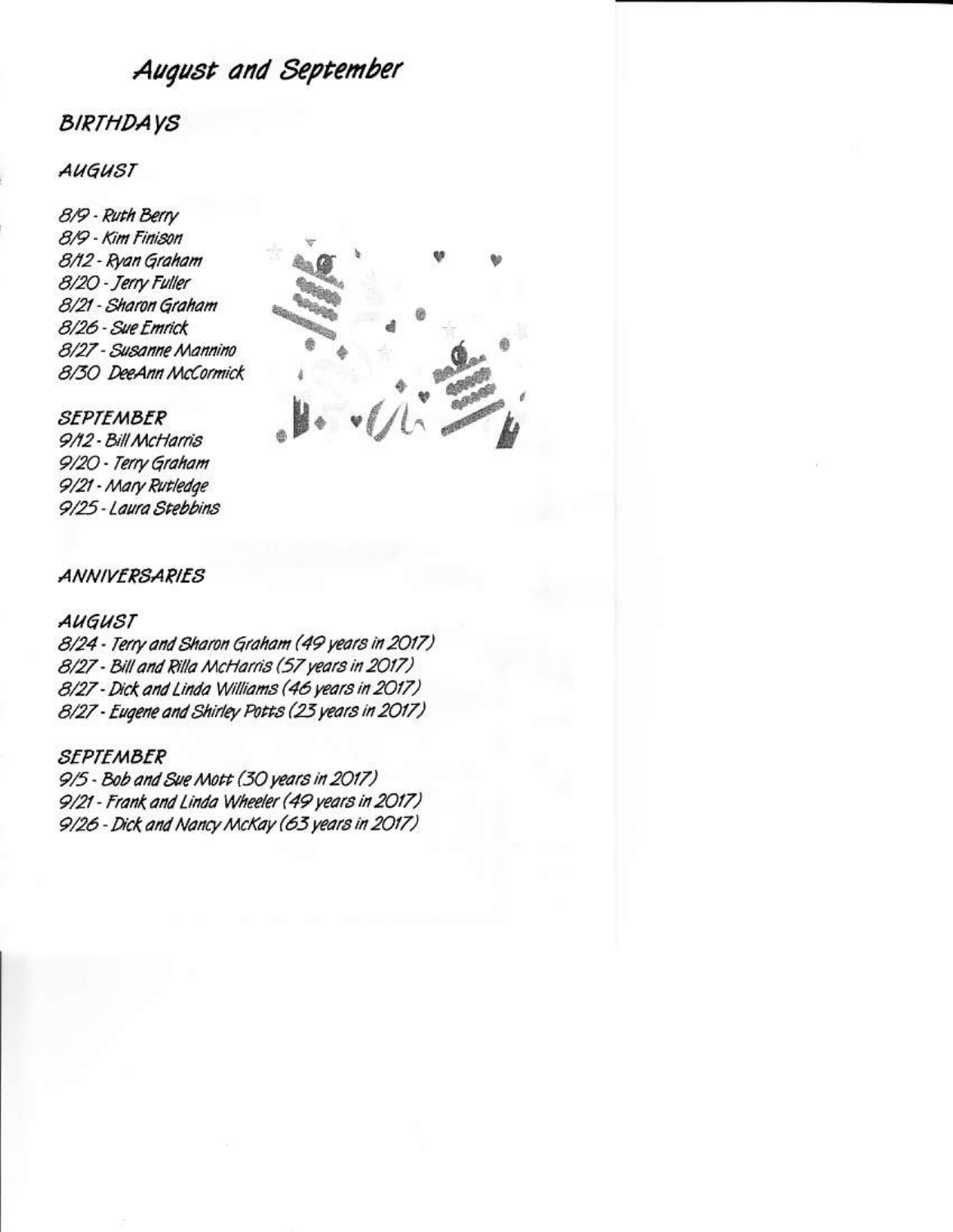# August and September

## BIRTHDAYS

### AUGUST

8/9 - Ruth Berry
8/9 - Kim Finison
8/12 - Ryan Graham
8/20 - Jerry Fuller
8/21 - Sharon Graham
8/26 - Sue Emrick
8/27 - Susanne Mannino
8/30 DeeAnn McCormick

### SEPTEMBER

9/12 - Bill McHarris
9/20 - Terry Graham
9/21 - Mary Rutledge
9/25 - Laura Stebbins

## ANNIVERSARIES

### AUGUST

8/24 - Terry and Sharon Graham (49 years in 2017)
8/27 - Bill and Rilla McHarris (57 years in 2017)
8/27 - Dick and Linda Williams (46 years in 2017)
8/27 - Eugene and Shirley Potts (23 years in 2017)

### SEPTEMBER

9/5 - Bob and Sue Mott (30 years in 2017)
9/21 - Frank and Linda Wheeler (49 years in 2017)
9/26 - Dick and Nancy McKay (63 years in 2017)